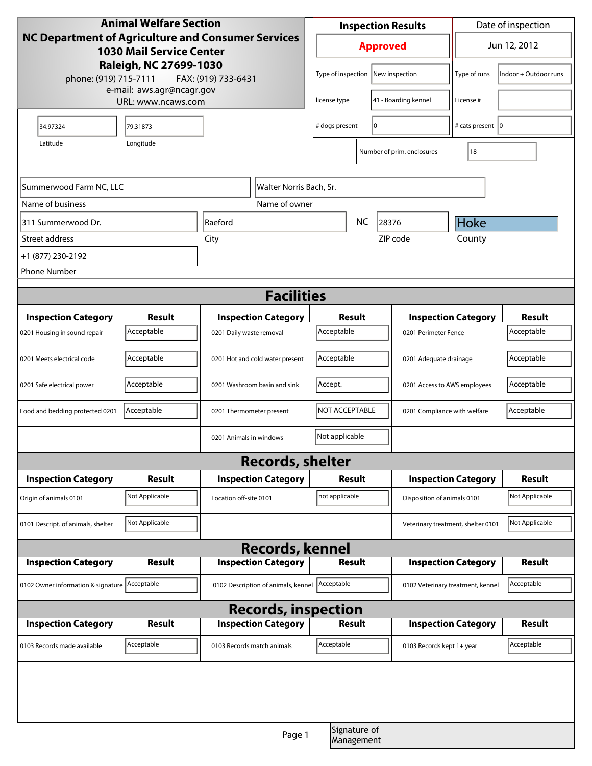**Animal Welfare Section**
**NC Department of Agriculture and Consumer Services**
**1030 Mail Service Center**
**Raleigh, NC 27699-1030**
phone: (919) 715-7111 FAX: (919) 733-6431
e-mail: aws.agr@ncagr.gov
URL: www.ncaws.com

| Inspection Results | Date of inspection |
|---|---|
| **Approved** | Jun 12, 2012 |

| | | | |
|---|---|---|---|
| Type of inspection | New inspection | Type of runs | Indoor + Outdoor runs |
| license type | 41 - Boarding kennel | License # | |
| # dogs present | 0 | # cats present | 0 |
| Number of prim. enclosures | 18 | | |

| Latitude | Longitude |
|---|---|
| 34.97324 | 79.31873 |

| Name of business | Name of owner |
|---|---|
| Summerwood Farm NC, LLC | Walter Norris Bach, Sr. |

| Street address | City | State | ZIP code | County |
|---|---|---|---|---|
| 311 Summerwood Dr. | Raeford | NC | 28376 | Hoke |

Phone Number: +1 (877) 230-2192

## Facilities

| Inspection Category | Result | Inspection Category | Result | Inspection Category | Result |
|---|---|---|---|---|---|
| 0201 Housing in sound repair | Acceptable | 0201 Daily waste removal | Acceptable | 0201 Perimeter Fence | Acceptable |
| 0201 Meets electrical code | Acceptable | 0201 Hot and cold water present | Acceptable | 0201 Adequate drainage | Acceptable |
| 0201 Safe electrical power | Acceptable | 0201 Washroom basin and sink | Accept. | 0201 Access to AWS employees | Acceptable |
| Food and bedding protected 0201 | Acceptable | 0201 Thermometer present | NOT ACCEPTABLE | 0201 Compliance with welfare | Acceptable |
| | | 0201 Animals in windows | Not applicable | | |

## Records, shelter

| Inspection Category | Result | Inspection Category | Result | Inspection Category | Result |
|---|---|---|---|---|---|
| Origin of animals 0101 | Not Applicable | Location off-site 0101 | not applicable | Disposition of animals 0101 | Not Applicable |
| 0101 Descript. of animals, shelter | Not Applicable | | | Veterinary treatment, shelter 0101 | Not Applicable |

## Records, kennel

| Inspection Category | Result | Inspection Category | Result | Inspection Category | Result |
|---|---|---|---|---|---|
| 0102 Owner information & signature | Acceptable | 0102 Description of animals, kennel | Acceptable | 0102 Veterinary treatment, kennel | Acceptable |

## Records, inspection

| Inspection Category | Result | Inspection Category | Result | Inspection Category | Result |
|---|---|---|---|---|---|
| 0103 Records made available | Acceptable | 0103 Records match animals | Acceptable | 0103 Records kept 1+ year | Acceptable |

Signature of Management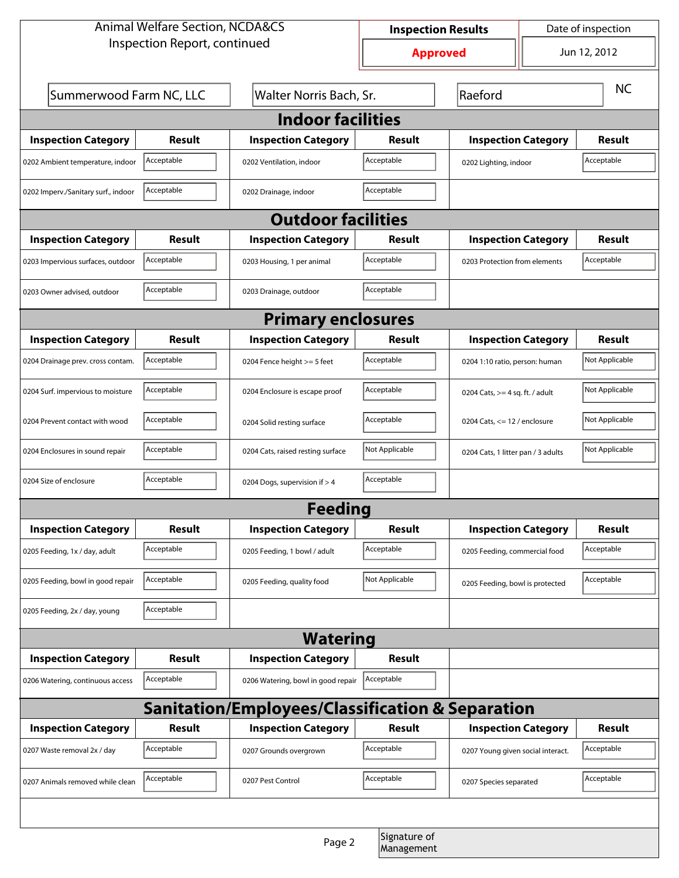Animal Welfare Section, NCDA&CS
Inspection Report, continued

| Inspection Results | Date of inspection |
| --- | --- |
| **Approved** | Jun 12, 2012 |

| Summerwood Farm NC, LLC | Walter Norris Bach, Sr. | Raeford | NC |
| --- | --- | --- | --- |

## Indoor facilities

| Inspection Category | Result | Inspection Category | Result | Inspection Category | Result |
| --- | --- | --- | --- | --- | --- |
| 0202 Ambient temperature, indoor | Acceptable | 0202 Ventilation, indoor | Acceptable | 0202 Lighting, indoor | Acceptable |
| 0202 Imperv./Sanitary surf., indoor | Acceptable | 0202 Drainage, indoor | Acceptable | | |

## Outdoor facilities

| Inspection Category | Result | Inspection Category | Result | Inspection Category | Result |
| --- | --- | --- | --- | --- | --- |
| 0203 Impervious surfaces, outdoor | Acceptable | 0203 Housing, 1 per animal | Acceptable | 0203 Protection from elements | Acceptable |
| 0203 Owner advised, outdoor | Acceptable | 0203 Drainage, outdoor | Acceptable | | |

## Primary enclosures

| Inspection Category | Result | Inspection Category | Result | Inspection Category | Result |
| --- | --- | --- | --- | --- | --- |
| 0204 Drainage prev. cross contam. | Acceptable | 0204 Fence height >= 5 feet | Acceptable | 0204 1:10 ratio, person: human | Not Applicable |
| 0204 Surf. impervious to moisture | Acceptable | 0204 Enclosure is escape proof | Acceptable | 0204 Cats, >= 4 sq. ft. / adult | Not Applicable |
| 0204 Prevent contact with wood | Acceptable | 0204 Solid resting surface | Acceptable | 0204 Cats, <= 12 / enclosure | Not Applicable |
| 0204 Enclosures in sound repair | Acceptable | 0204 Cats, raised resting surface | Not Applicable | 0204 Cats, 1 litter pan / 3 adults | Not Applicable |
| 0204 Size of enclosure | Acceptable | 0204 Dogs, supervision if > 4 | Acceptable | | |

## Feeding

| Inspection Category | Result | Inspection Category | Result | Inspection Category | Result |
| --- | --- | --- | --- | --- | --- |
| 0205 Feeding, 1x / day, adult | Acceptable | 0205 Feeding, 1 bowl / adult | Acceptable | 0205 Feeding, commercial food | Acceptable |
| 0205 Feeding, bowl in good repair | Acceptable | 0205 Feeding, quality food | Not Applicable | 0205 Feeding, bowl is protected | Acceptable |
| 0205 Feeding, 2x / day, young | Acceptable | | | | |

## Watering

| Inspection Category | Result | Inspection Category | Result |
| --- | --- | --- | --- |
| 0206 Watering, continuous access | Acceptable | 0206 Watering, bowl in good repair | Acceptable |

## Sanitation/Employees/Classification & Separation

| Inspection Category | Result | Inspection Category | Result | Inspection Category | Result |
| --- | --- | --- | --- | --- | --- |
| 0207 Waste removal 2x / day | Acceptable | 0207 Grounds overgrown | Acceptable | 0207 Young given social interact. | Acceptable |
| 0207 Animals removed while clean | Acceptable | 0207 Pest Control | Acceptable | 0207 Species separated | Acceptable |

Signature of Management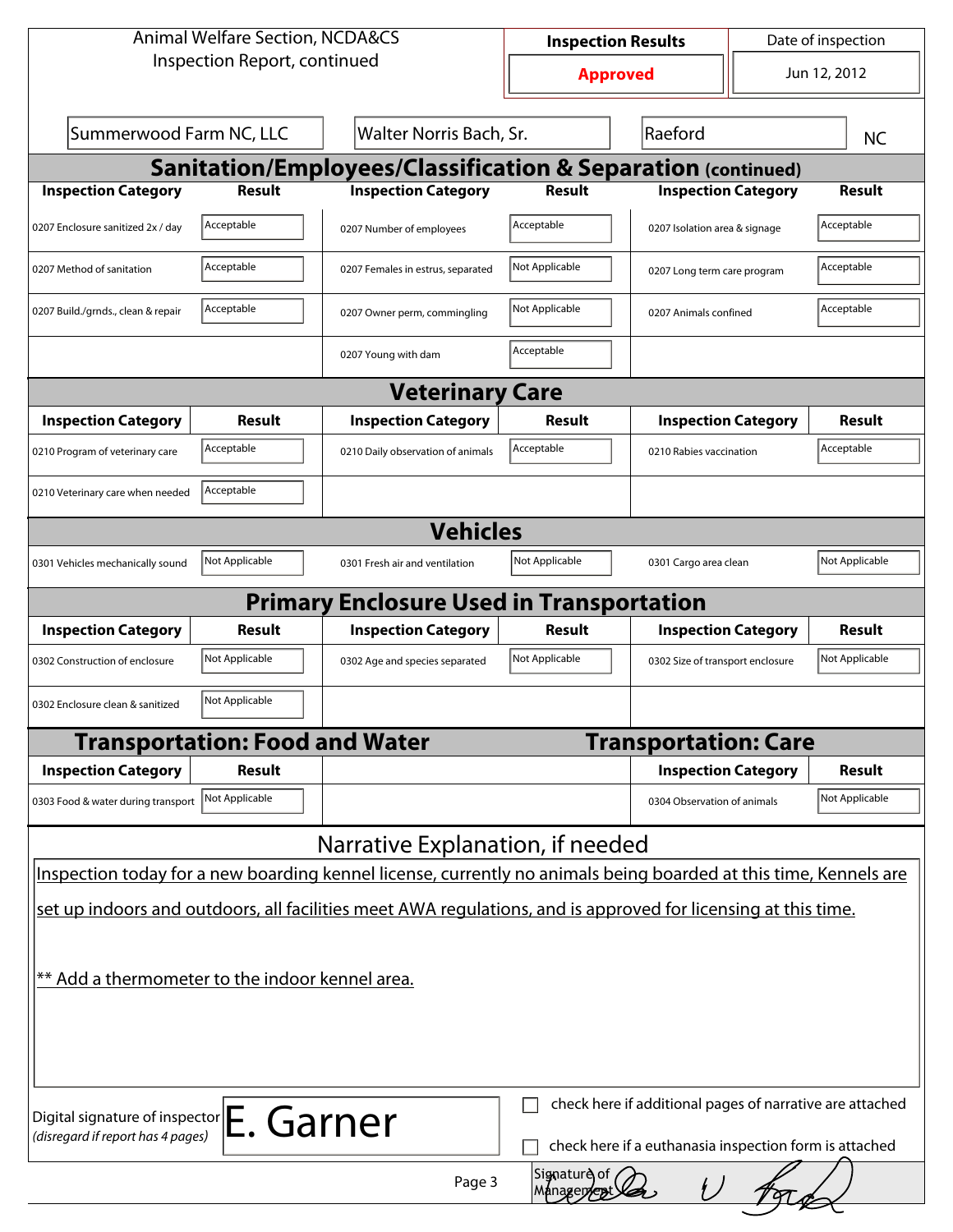Animal Welfare Section, NCDA&CS
Inspection Report, continued

| Inspection Results | Date of inspection |
| --- | --- |
| **Approved** | Jun 12, 2012 |

| | | | |
| --- | --- | --- | --- |
| Summerwood Farm NC, LLC | Walter Norris Bach, Sr. | Raeford | NC |

## Sanitation/Employees/Classification & Separation (continued)

| Inspection Category | Result | Inspection Category | Result | Inspection Category | Result |
| --- | --- | --- | --- | --- | --- |
| 0207 Enclosure sanitized 2x / day | Acceptable | 0207 Number of employees | Acceptable | 0207 Isolation area & signage | Acceptable |
| 0207 Method of sanitation | Acceptable | 0207 Females in estrus, separated | Not Applicable | 0207 Long term care program | Acceptable |
| 0207 Build./grnds., clean & repair | Acceptable | 0207 Owner perm, commingling | Not Applicable | 0207 Animals confined | Acceptable |
| | | 0207 Young with dam | Acceptable | | |

## Veterinary Care

| Inspection Category | Result | Inspection Category | Result | Inspection Category | Result |
| --- | --- | --- | --- | --- | --- |
| 0210 Program of veterinary care | Acceptable | 0210 Daily observation of animals | Acceptable | 0210 Rabies vaccination | Acceptable |
| 0210 Veterinary care when needed | Acceptable | | | | |

## Vehicles

| Inspection Category | Result | Inspection Category | Result | Inspection Category | Result |
| --- | --- | --- | --- | --- | --- |
| 0301 Vehicles mechanically sound | Not Applicable | 0301 Fresh air and ventilation | Not Applicable | 0301 Cargo area clean | Not Applicable |

## Primary Enclosure Used in Transportation

| Inspection Category | Result | Inspection Category | Result | Inspection Category | Result |
| --- | --- | --- | --- | --- | --- |
| 0302 Construction of enclosure | Not Applicable | 0302 Age and species separated | Not Applicable | 0302 Size of transport enclosure | Not Applicable |
| 0302 Enclosure clean & sanitized | Not Applicable | | | | |

## Transportation: Food and Water

| Inspection Category | Result |
| --- | --- |
| 0303 Food & water during transport | Not Applicable |

## Transportation: Care

| Inspection Category | Result |
| --- | --- |
| 0304 Observation of animals | Not Applicable |

## Narrative Explanation, if needed

Inspection today for a new boarding kennel license, currently no animals being boarded at this time, Kennels are set up indoors and outdoors, all facilities meet AWA regulations, and is approved for licensing at this time.

** Add a thermometer to the indoor kennel area.

Digital signature of inspector *(disregard if report has 4 pages)*: E. Garner

☐ check here if additional pages of narrative are attached

☐ check here if a euthanasia inspection form is attached

Signature of Management: [signature]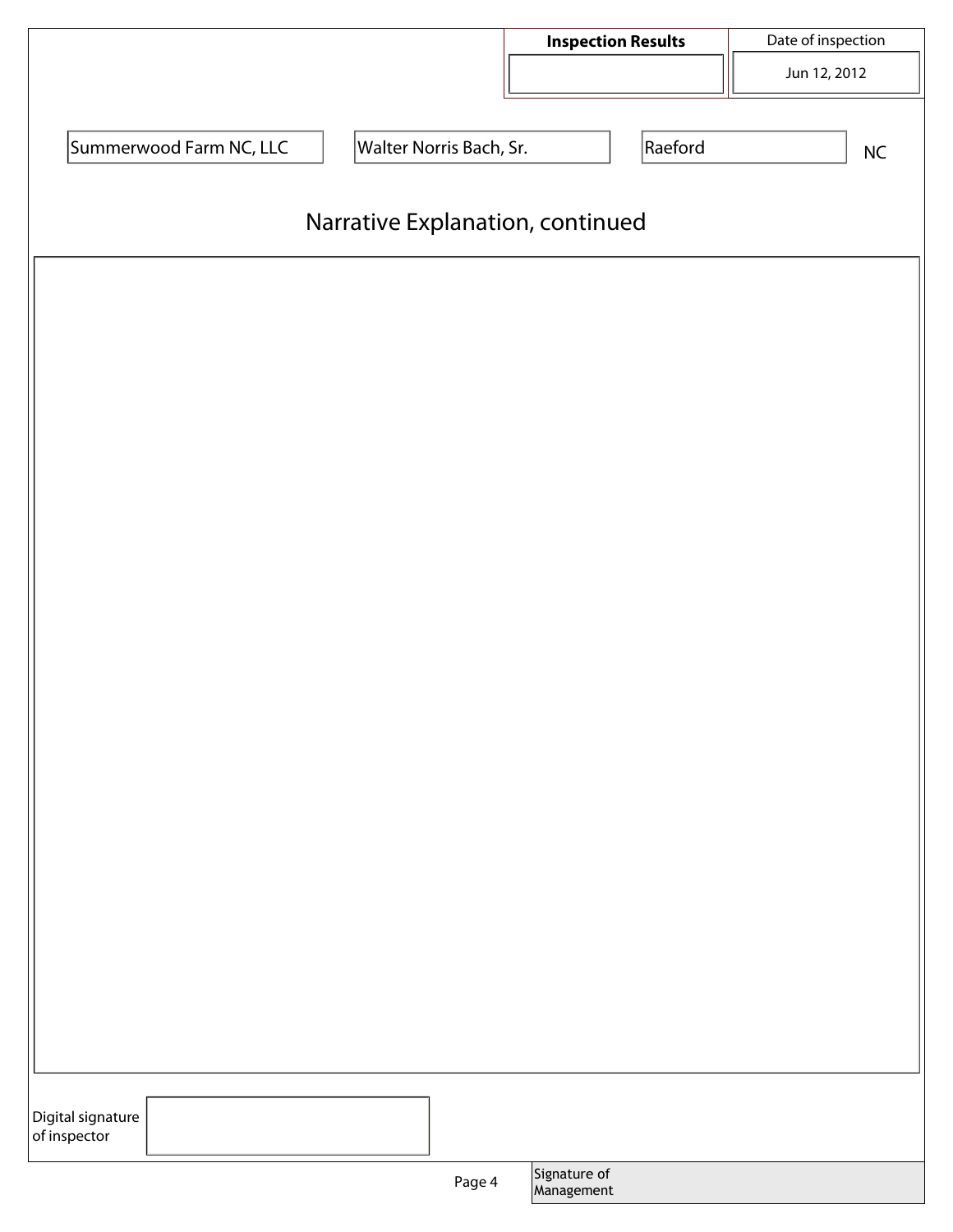| Inspection Results | Date of inspection |
| --- | --- |
| | Jun 12, 2012 |

| | | | |
| --- | --- | --- | --- |
| Summerwood Farm NC, LLC | Walter Norris Bach, Sr. | Raeford | NC |

## Narrative Explanation, continued

Digital signature of inspector

Signature of Management